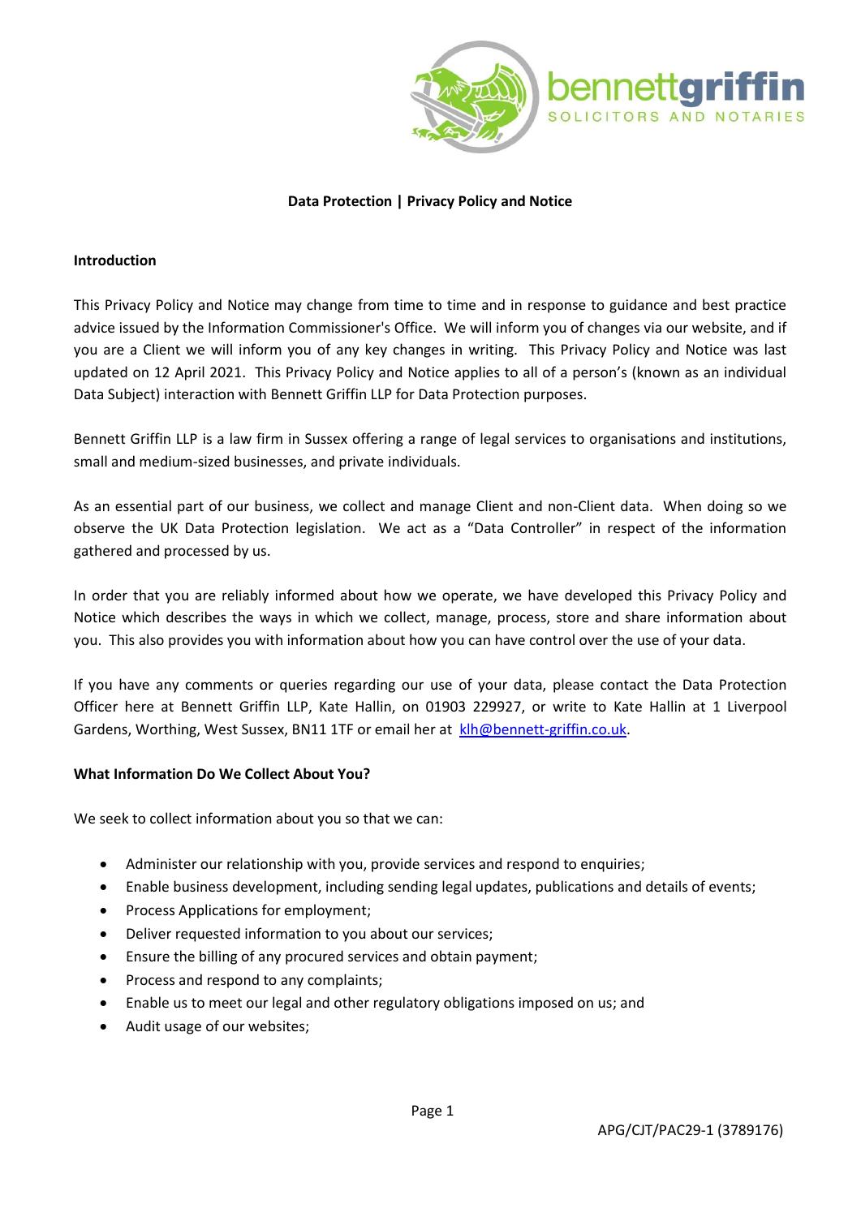# Data Protection | Privacy Policy and Notice

## Introduction

This Privacy Policy and Notice may change from time to time and in response to guidance and best practice advice issued by the Information Commissioner's Office. We will inform you of changes via our website, and if you are a Client we will inform you of any key changes in writing. This Privacy Policy and Notice was last updated on 12 April 2021. This Privacy Policy and Notice applies to all of a person's (known as an individual Data Subject) interaction with Bennett Griffin LLP for Data Protection purposes.

Bennett Griffin LLP is a law firm in Sussex offering a range of legal services to organisations and institutions, small and medium-sized businesses, and private individuals.

As an essential part of our business, we collect and manage Client and non-Client data. When doing so we observe the UK Data Protection legislation. We act as a "Data Controller" in respect of the information gathered and processed by us.

In order that you are reliably informed about how we operate, we have developed this Privacy Policy and Notice which describes the ways in which we collect, manage, process, store and share information about you. This also provides you with information about how you can have control over the use of your data.

If you have any comments or queries regarding our use of your data, please contact the Data Protection Officer here at Bennett Griffin LLP, Kate Hallin, on 01903 229927, or write to Kate Hallin at 1 Liverpool Gardens, Worthing, West Sussex, BN11 1TF or email her at [klh@bennett-griffin.co.uk](mailto:klh@bennett-griffin.co.uk).

## What Information Do We Collect About You?

We seek to collect information about you so that we can:

- Administer our relationship with you, provide services and respond to enquiries;
- Enable business development, including sending legal updates, publications and details of events;
- Process Applications for employment;
- Deliver requested information to you about our services;
- Ensure the billing of any procured services and obtain payment;
- Process and respond to any complaints;
- Enable us to meet our legal and other regulatory obligations imposed on us; and
- Audit usage of our websites;

APG/CJT/PAC29-1 (3789176)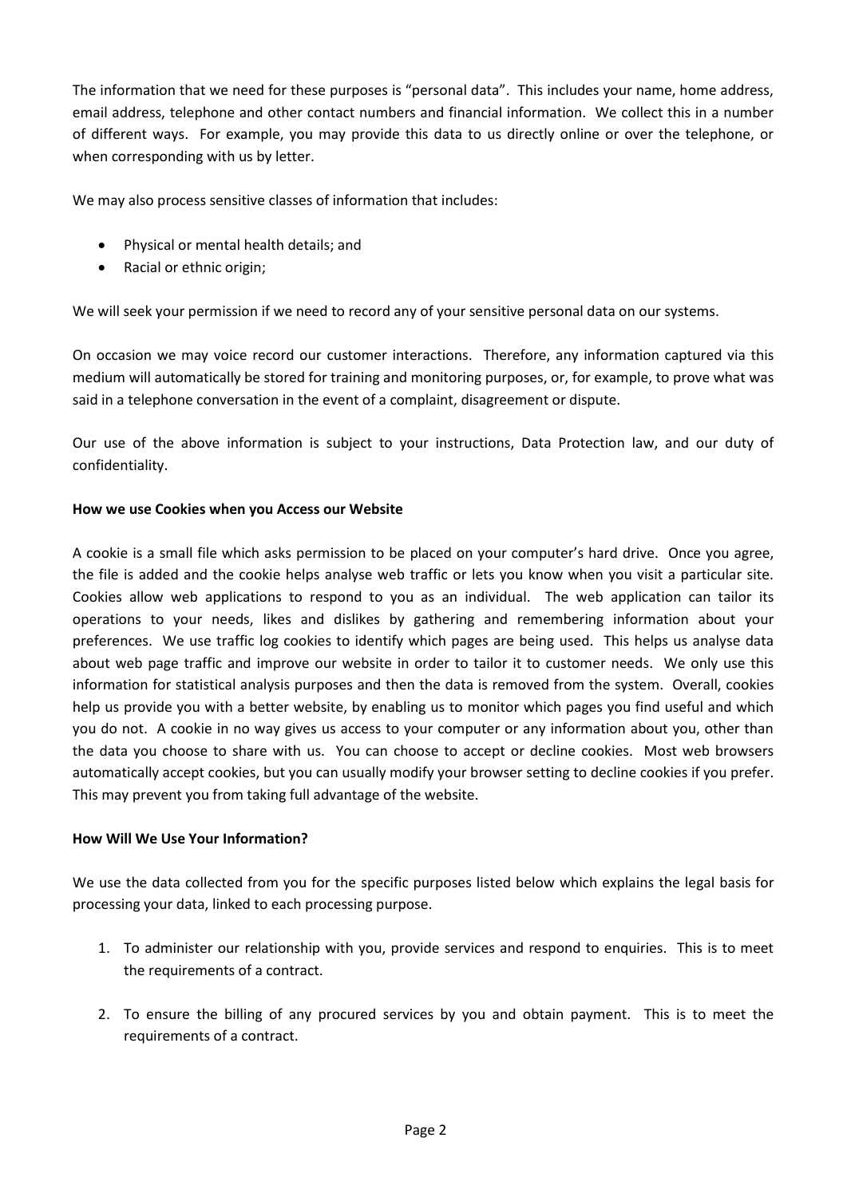The information that we need for these purposes is "personal data". This includes your name, home address, email address, telephone and other contact numbers and financial information. We collect this in a number of different ways. For example, you may provide this data to us directly online or over the telephone, or when corresponding with us by letter.

We may also process sensitive classes of information that includes:

- Physical or mental health details; and
- Racial or ethnic origin;

We will seek your permission if we need to record any of your sensitive personal data on our systems.

On occasion we may voice record our customer interactions. Therefore, any information captured via this medium will automatically be stored for training and monitoring purposes, or, for example, to prove what was said in a telephone conversation in the event of a complaint, disagreement or dispute.

Our use of the above information is subject to your instructions, Data Protection law, and our duty of confidentiality.

**How we use Cookies when you Access our Website**

A cookie is a small file which asks permission to be placed on your computer's hard drive. Once you agree, the file is added and the cookie helps analyse web traffic or lets you know when you visit a particular site. Cookies allow web applications to respond to you as an individual. The web application can tailor its operations to your needs, likes and dislikes by gathering and remembering information about your preferences. We use traffic log cookies to identify which pages are being used. This helps us analyse data about web page traffic and improve our website in order to tailor it to customer needs. We only use this information for statistical analysis purposes and then the data is removed from the system. Overall, cookies help us provide you with a better website, by enabling us to monitor which pages you find useful and which you do not. A cookie in no way gives us access to your computer or any information about you, other than the data you choose to share with us. You can choose to accept or decline cookies. Most web browsers automatically accept cookies, but you can usually modify your browser setting to decline cookies if you prefer. This may prevent you from taking full advantage of the website.

**How Will We Use Your Information?**

We use the data collected from you for the specific purposes listed below which explains the legal basis for processing your data, linked to each processing purpose.

1. To administer our relationship with you, provide services and respond to enquiries. This is to meet the requirements of a contract.

2. To ensure the billing of any procured services by you and obtain payment. This is to meet the requirements of a contract.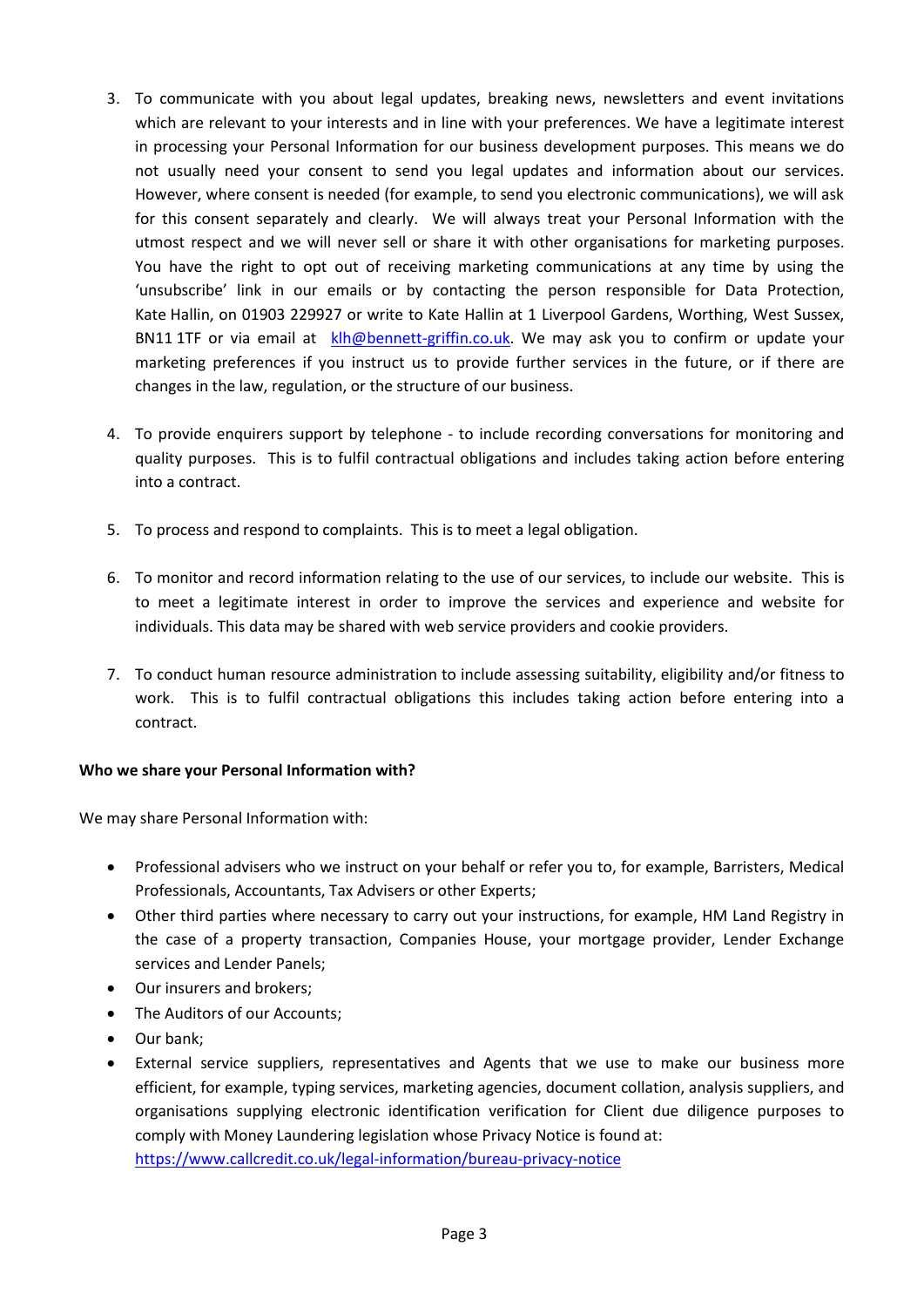3. To communicate with you about legal updates, breaking news, newsletters and event invitations which are relevant to your interests and in line with your preferences. We have a legitimate interest in processing your Personal Information for our business development purposes. This means we do not usually need your consent to send you legal updates and information about our services. However, where consent is needed (for example, to send you electronic communications), we will ask for this consent separately and clearly. We will always treat your Personal Information with the utmost respect and we will never sell or share it with other organisations for marketing purposes. You have the right to opt out of receiving marketing communications at any time by using the 'unsubscribe' link in our emails or by contacting the person responsible for Data Protection, Kate Hallin, on 01903 229927 or write to Kate Hallin at 1 Liverpool Gardens, Worthing, West Sussex, BN11 1TF or via email at [klh@bennett-griffin.co.uk](mailto:klh@bennett-griffin.co.uk). We may ask you to confirm or update your marketing preferences if you instruct us to provide further services in the future, or if there are changes in the law, regulation, or the structure of our business.

4. To provide enquirers support by telephone - to include recording conversations for monitoring and quality purposes. This is to fulfil contractual obligations and includes taking action before entering into a contract.

5. To process and respond to complaints. This is to meet a legal obligation.

6. To monitor and record information relating to the use of our services, to include our website. This is to meet a legitimate interest in order to improve the services and experience and website for individuals. This data may be shared with web service providers and cookie providers.

7. To conduct human resource administration to include assessing suitability, eligibility and/or fitness to work. This is to fulfil contractual obligations this includes taking action before entering into a contract.

**Who we share your Personal Information with?**

We may share Personal Information with:

- Professional advisers who we instruct on your behalf or refer you to, for example, Barristers, Medical Professionals, Accountants, Tax Advisers or other Experts;
- Other third parties where necessary to carry out your instructions, for example, HM Land Registry in the case of a property transaction, Companies House, your mortgage provider, Lender Exchange services and Lender Panels;
- Our insurers and brokers;
- The Auditors of our Accounts;
- Our bank;
- External service suppliers, representatives and Agents that we use to make our business more efficient, for example, typing services, marketing agencies, document collation, analysis suppliers, and organisations supplying electronic identification verification for Client due diligence purposes to comply with Money Laundering legislation whose Privacy Notice is found at: [https://www.callcredit.co.uk/legal-information/bureau-privacy-notice](https://www.callcredit.co.uk/legal-information/bureau-privacy-notice)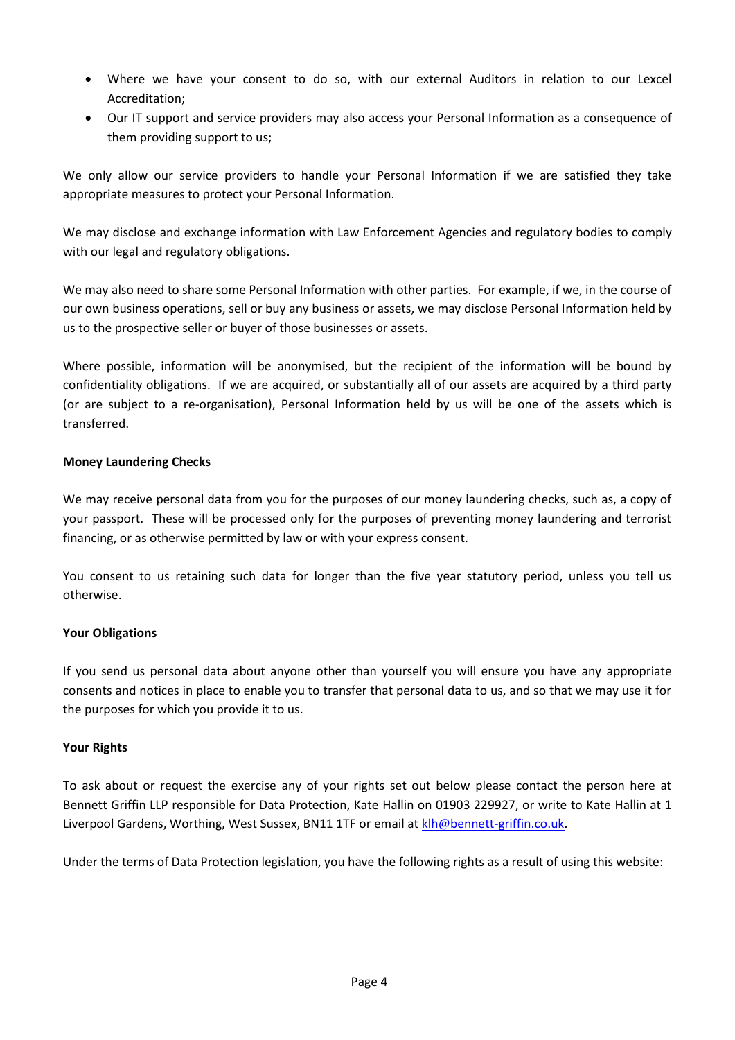- Where we have your consent to do so, with our external Auditors in relation to our Lexcel Accreditation;
- Our IT support and service providers may also access your Personal Information as a consequence of them providing support to us;

We only allow our service providers to handle your Personal Information if we are satisfied they take appropriate measures to protect your Personal Information.

We may disclose and exchange information with Law Enforcement Agencies and regulatory bodies to comply with our legal and regulatory obligations.

We may also need to share some Personal Information with other parties. For example, if we, in the course of our own business operations, sell or buy any business or assets, we may disclose Personal Information held by us to the prospective seller or buyer of those businesses or assets.

Where possible, information will be anonymised, but the recipient of the information will be bound by confidentiality obligations. If we are acquired, or substantially all of our assets are acquired by a third party (or are subject to a re-organisation), Personal Information held by us will be one of the assets which is transferred.

**Money Laundering Checks**

We may receive personal data from you for the purposes of our money laundering checks, such as, a copy of your passport. These will be processed only for the purposes of preventing money laundering and terrorist financing, or as otherwise permitted by law or with your express consent.

You consent to us retaining such data for longer than the five year statutory period, unless you tell us otherwise.

**Your Obligations**

If you send us personal data about anyone other than yourself you will ensure you have any appropriate consents and notices in place to enable you to transfer that personal data to us, and so that we may use it for the purposes for which you provide it to us.

**Your Rights**

To ask about or request the exercise any of your rights set out below please contact the person here at Bennett Griffin LLP responsible for Data Protection, Kate Hallin on 01903 229927, or write to Kate Hallin at 1 Liverpool Gardens, Worthing, West Sussex, BN11 1TF or email at [klh@bennett-griffin.co.uk](mailto:klh@bennett-griffin.co.uk).

Under the terms of Data Protection legislation, you have the following rights as a result of using this website: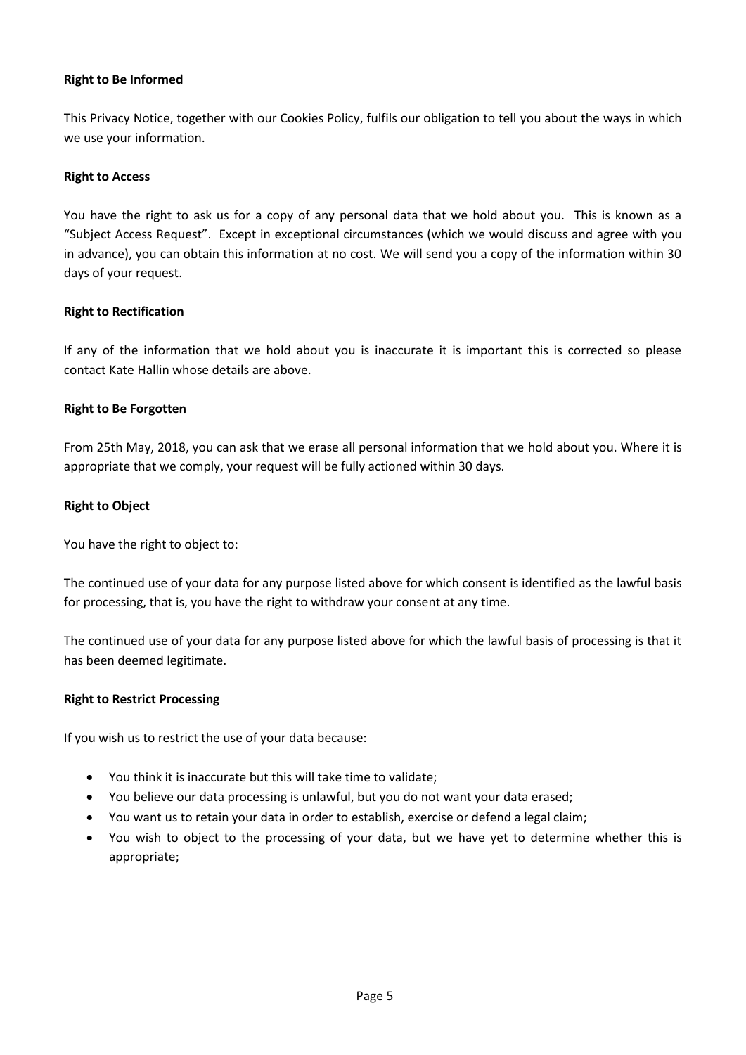**Right to Be Informed**

This Privacy Notice, together with our Cookies Policy, fulfils our obligation to tell you about the ways in which we use your information.

**Right to Access**

You have the right to ask us for a copy of any personal data that we hold about you. This is known as a "Subject Access Request". Except in exceptional circumstances (which we would discuss and agree with you in advance), you can obtain this information at no cost. We will send you a copy of the information within 30 days of your request.

**Right to Rectification**

If any of the information that we hold about you is inaccurate it is important this is corrected so please contact Kate Hallin whose details are above.

**Right to Be Forgotten**

From 25th May, 2018, you can ask that we erase all personal information that we hold about you. Where it is appropriate that we comply, your request will be fully actioned within 30 days.

**Right to Object**

You have the right to object to:

The continued use of your data for any purpose listed above for which consent is identified as the lawful basis for processing, that is, you have the right to withdraw your consent at any time.

The continued use of your data for any purpose listed above for which the lawful basis of processing is that it has been deemed legitimate.

**Right to Restrict Processing**

If you wish us to restrict the use of your data because:

- You think it is inaccurate but this will take time to validate;
- You believe our data processing is unlawful, but you do not want your data erased;
- You want us to retain your data in order to establish, exercise or defend a legal claim;
- You wish to object to the processing of your data, but we have yet to determine whether this is appropriate;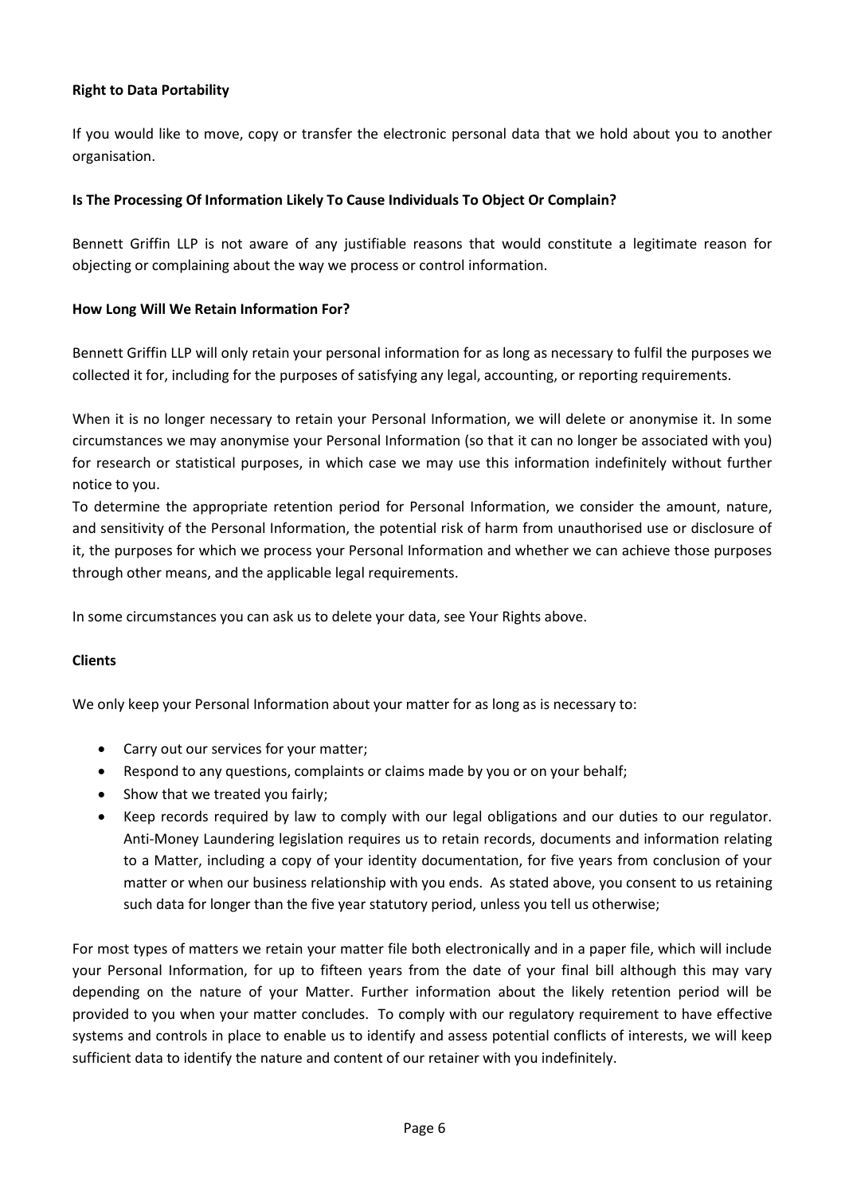**Right to Data Portability**

If you would like to move, copy or transfer the electronic personal data that we hold about you to another organisation.

**Is The Processing Of Information Likely To Cause Individuals To Object Or Complain?**

Bennett Griffin LLP is not aware of any justifiable reasons that would constitute a legitimate reason for objecting or complaining about the way we process or control information.

**How Long Will We Retain Information For?**

Bennett Griffin LLP will only retain your personal information for as long as necessary to fulfil the purposes we collected it for, including for the purposes of satisfying any legal, accounting, or reporting requirements.

When it is no longer necessary to retain your Personal Information, we will delete or anonymise it. In some circumstances we may anonymise your Personal Information (so that it can no longer be associated with you) for research or statistical purposes, in which case we may use this information indefinitely without further notice to you.

To determine the appropriate retention period for Personal Information, we consider the amount, nature, and sensitivity of the Personal Information, the potential risk of harm from unauthorised use or disclosure of it, the purposes for which we process your Personal Information and whether we can achieve those purposes through other means, and the applicable legal requirements.

In some circumstances you can ask us to delete your data, see Your Rights above.

**Clients**

We only keep your Personal Information about your matter for as long as is necessary to:

- Carry out our services for your matter;
- Respond to any questions, complaints or claims made by you or on your behalf;
- Show that we treated you fairly;
- Keep records required by law to comply with our legal obligations and our duties to our regulator. Anti-Money Laundering legislation requires us to retain records, documents and information relating to a Matter, including a copy of your identity documentation, for five years from conclusion of your matter or when our business relationship with you ends. As stated above, you consent to us retaining such data for longer than the five year statutory period, unless you tell us otherwise;

For most types of matters we retain your matter file both electronically and in a paper file, which will include your Personal Information, for up to fifteen years from the date of your final bill although this may vary depending on the nature of your Matter. Further information about the likely retention period will be provided to you when your matter concludes. To comply with our regulatory requirement to have effective systems and controls in place to enable us to identify and assess potential conflicts of interests, we will keep sufficient data to identify the nature and content of our retainer with you indefinitely.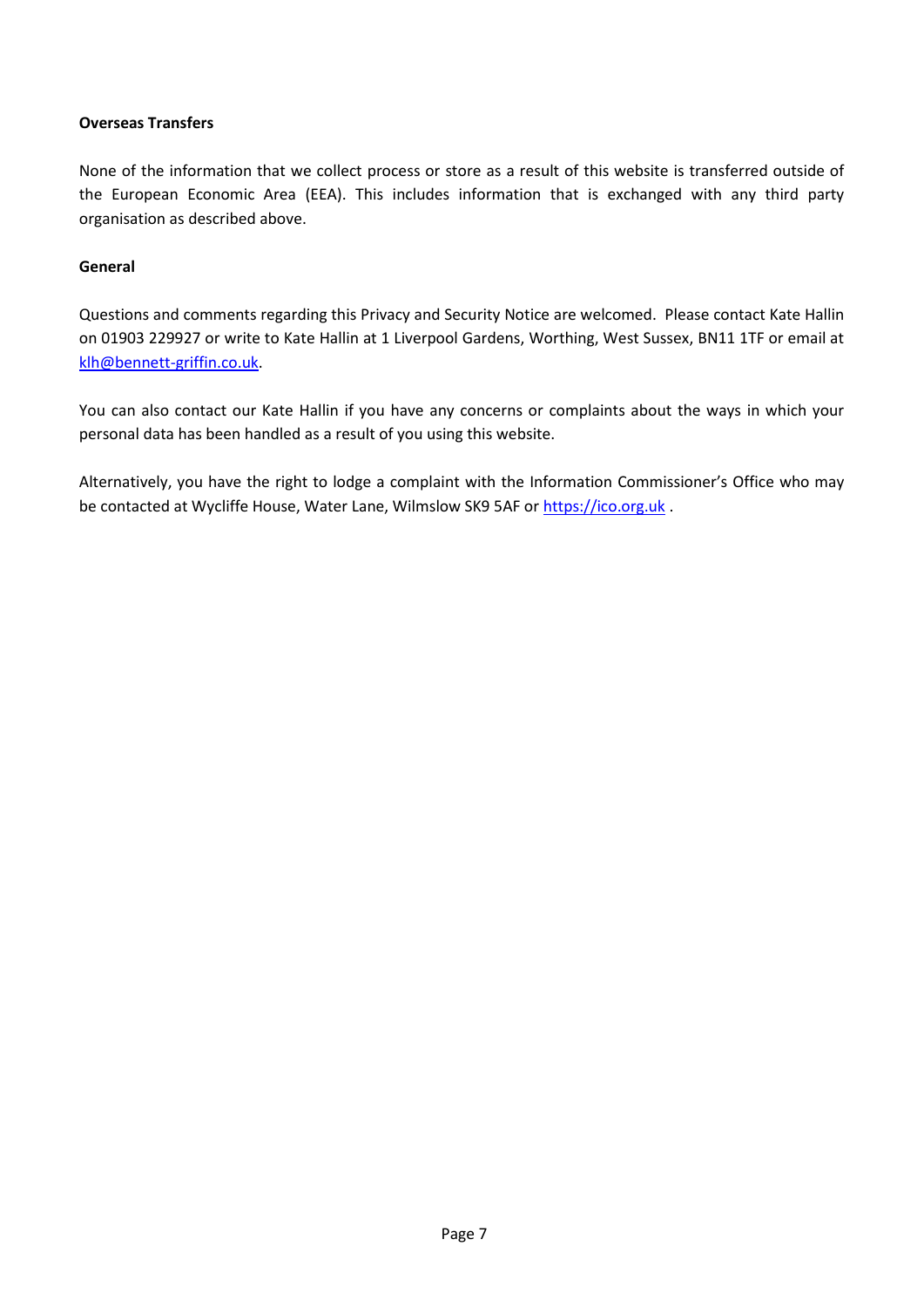**Overseas Transfers**

None of the information that we collect process or store as a result of this website is transferred outside of the European Economic Area (EEA). This includes information that is exchanged with any third party organisation as described above.

**General**

Questions and comments regarding this Privacy and Security Notice are welcomed. Please contact Kate Hallin on 01903 229927 or write to Kate Hallin at 1 Liverpool Gardens, Worthing, West Sussex, BN11 1TF or email at klh@bennett-griffin.co.uk.

You can also contact our Kate Hallin if you have any concerns or complaints about the ways in which your personal data has been handled as a result of you using this website.

Alternatively, you have the right to lodge a complaint with the Information Commissioner's Office who may be contacted at Wycliffe House, Water Lane, Wilmslow SK9 5AF or https://ico.org.uk .